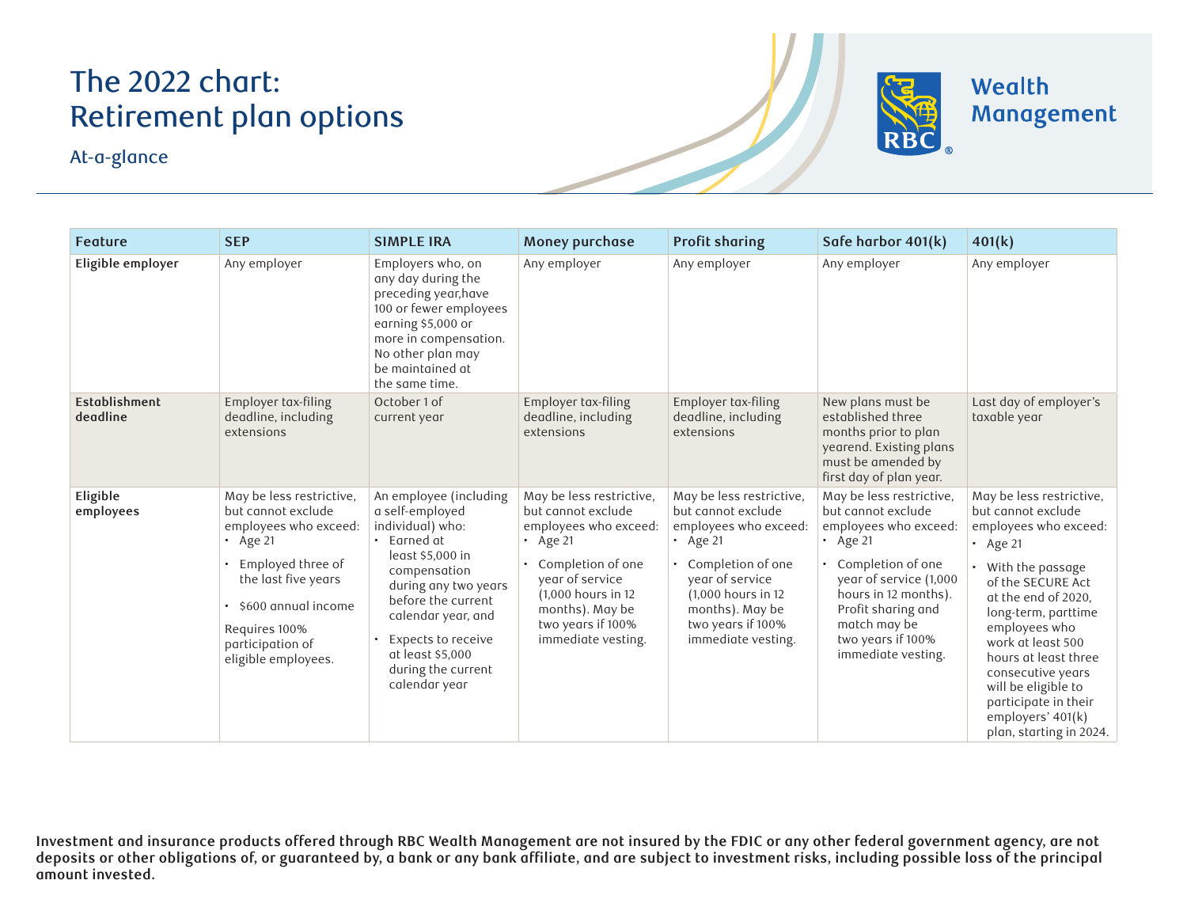# The 2022 chart: Retirement plan options

At-a-glance

Wealth Management

| Feature | SEP | SIMPLE IRA | Money purchase | Profit sharing | Safe harbor 401(k) | 401(k) |
|---|---|---|---|---|---|---|
| **Eligible employer** | Any employer | Employers who, on any day during the preceding year,have 100 or fewer employees earning $5,000 or more in compensation. No other plan may be maintained at the same time. | Any employer | Any employer | Any employer | Any employer |
| **Establishment deadline** | Employer tax-filing deadline, including extensions | October 1 of current year | Employer tax-filing deadline, including extensions | Employer tax-filing deadline, including extensions | New plans must be established three months prior to plan yearend. Existing plans must be amended by first day of plan year. | Last day of employer's taxable year |
| **Eligible employees** | May be less restrictive, but cannot exclude employees who exceed: • Age 21 • Employed three of the last five years • $600 annual income Requires 100% participation of eligible employees. | An employee (including a self-employed individual) who: • Earned at least $5,000 in compensation during any two years before the current calendar year, and • Expects to receive at least $5,000 during the current calendar year | May be less restrictive, but cannot exclude employees who exceed: • Age 21 • Completion of one year of service (1,000 hours in 12 months). May be two years if 100% immediate vesting. | May be less restrictive, but cannot exclude employees who exceed: • Age 21 • Completion of one year of service (1,000 hours in 12 months). May be two years if 100% immediate vesting. | May be less restrictive, but cannot exclude employees who exceed: • Age 21 • Completion of one year of service (1,000 hours in 12 months). Profit sharing and match may be two years if 100% immediate vesting. | May be less restrictive, but cannot exclude employees who exceed: • Age 21 • With the passage of the SECURE Act at the end of 2020, long-term, parttime employees who work at least 500 hours at least three consecutive years will be eligible to participate in their employers' 401(k) plan, starting in 2024. |

**Investment and insurance products offered through RBC Wealth Management are not insured by the FDIC or any other federal government agency, are not deposits or other obligations of, or guaranteed by, a bank or any bank affiliate, and are subject to investment risks, including possible loss of the principal amount invested.**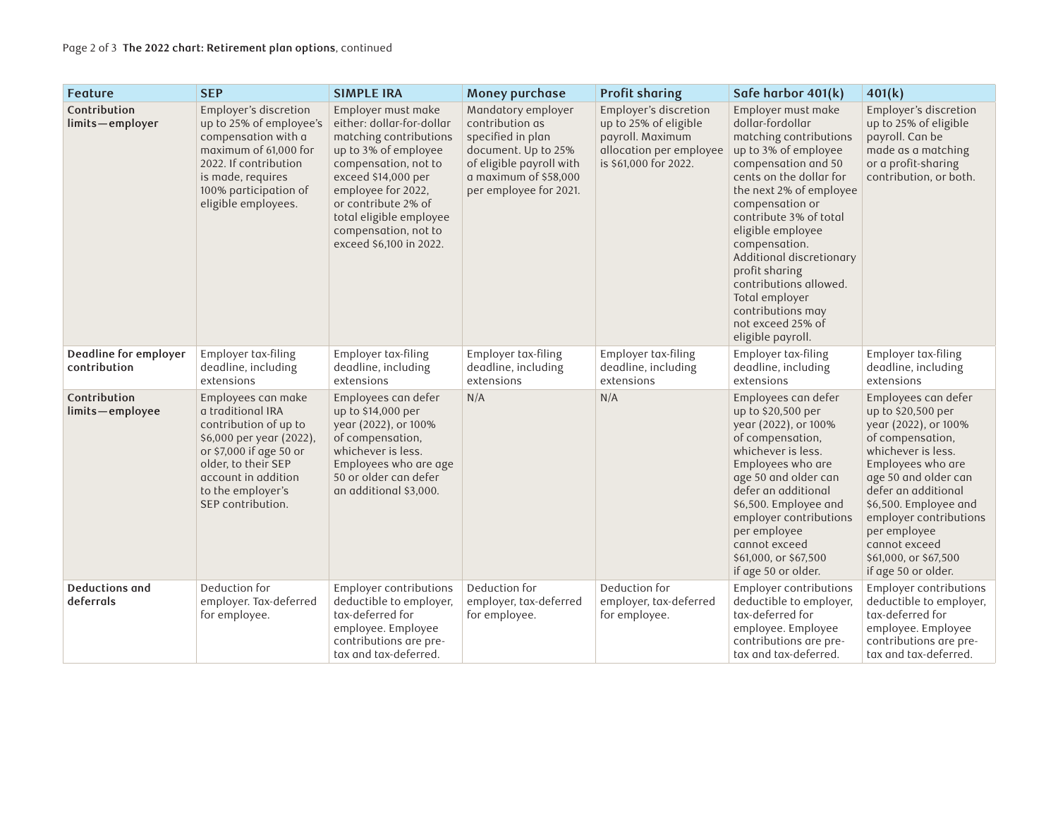| Feature | SEP | SIMPLE IRA | Money purchase | Profit sharing | Safe harbor 401(k) | 401(k) |
|---|---|---|---|---|---|---|
| Contribution limits—employer | Employer's discretion up to 25% of employee's compensation with a maximum of 61,000 for 2022. If contribution is made, requires 100% participation of eligible employees. | Employer must make either: dollar-for-dollar matching contributions up to 3% of employee compensation, not to exceed $14,000 per employee for 2022, or contribute 2% of total eligible employee compensation, not to exceed $6,100 in 2022. | Mandatory employer contribution as specified in plan document. Up to 25% of eligible payroll with a maximum of $58,000 per employee for 2021. | Employer's discretion up to 25% of eligible payroll. Maximum allocation per employee is $61,000 for 2022. | Employer must make dollar-fordollar matching contributions up to 3% of employee compensation and 50 cents on the dollar for the next 2% of employee compensation or contribute 3% of total eligible employee compensation. Additional discretionary profit sharing contributions allowed. Total employer contributions may not exceed 25% of eligible payroll. | Employer's discretion up to 25% of eligible payroll. Can be made as a matching or a profit-sharing contribution, or both. |
| Deadline for employer contribution | Employer tax-filing deadline, including extensions | Employer tax-filing deadline, including extensions | Employer tax-filing deadline, including extensions | Employer tax-filing deadline, including extensions | Employer tax-filing deadline, including extensions | Employer tax-filing deadline, including extensions |
| Contribution limits—employee | Employees can make a traditional IRA contribution of up to $6,000 per year (2022), or $7,000 if age 50 or older, to their SEP account in addition to the employer's SEP contribution. | Employees can defer up to $14,000 per year (2022), or 100% of compensation, whichever is less. Employees who are age 50 or older can defer an additional $3,000. | N/A | N/A | Employees can defer up to $20,500 per year (2022), or 100% of compensation, whichever is less. Employees who are age 50 and older can defer an additional $6,500. Employee and employer contributions per employee cannot exceed $61,000, or $67,500 if age 50 or older. | Employees can defer up to $20,500 per year (2022), or 100% of compensation, whichever is less. Employees who are age 50 and older can defer an additional $6,500. Employee and employer contributions per employee cannot exceed $61,000, or $67,500 if age 50 or older. |
| Deductions and deferrals | Deduction for employer. Tax-deferred for employee. | Employer contributions deductible to employer, tax-deferred for employee. Employee contributions are pre-tax and tax-deferred. | Deduction for employer, tax-deferred for employee. | Deduction for employer, tax-deferred for employee. | Employer contributions deductible to employer, tax-deferred for employee. Employee contributions are pre-tax and tax-deferred. | Employer contributions deductible to employer, tax-deferred for employee. Employee contributions are pre-tax and tax-deferred. |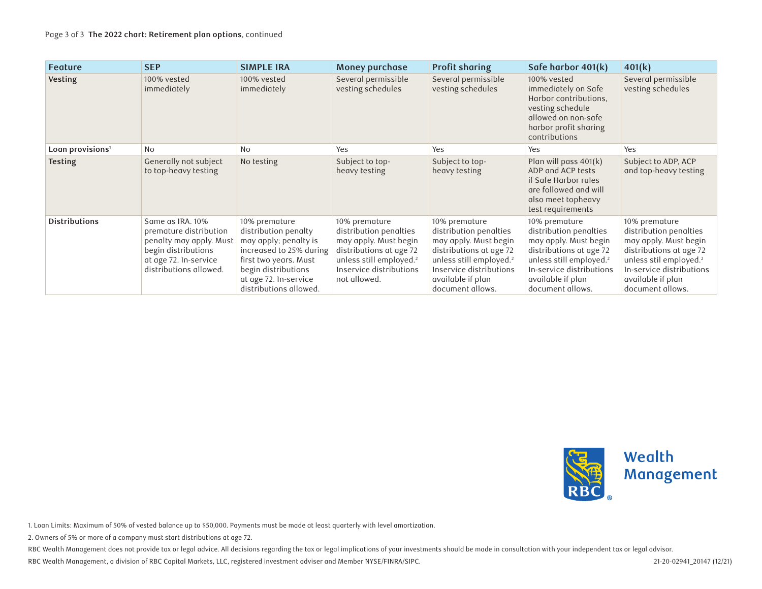| Feature | SEP | SIMPLE IRA | Money purchase | Profit sharing | Safe harbor 401(k) | 401(k) |
|---|---|---|---|---|---|---|
| **Vesting** | 100% vested immediately | 100% vested immediately | Several permissible vesting schedules | Several permissible vesting schedules | 100% vested immediately on Safe Harbor contributions, vesting schedule allowed on non-safe harbor profit sharing contributions | Several permissible vesting schedules |
| **Loan provisions**[1] | No | No | Yes | Yes | Yes | Yes |
| **Testing** | Generally not subject to top-heavy testing | No testing | Subject to top-heavy testing | Subject to top-heavy testing | Plan will pass 401(k) ADP and ACP tests if Safe Harbor rules are followed and will also meet topheavy test requirements | Subject to ADP, ACP and top-heavy testing |
| **Distributions** | Same as IRA. 10% premature distribution penalty may apply. Must begin distributions at age 72. In-service distributions allowed. | 10% premature distribution penalty may apply; penalty is increased to 25% during first two years. Must begin distributions at age 72. In-service distributions allowed. | 10% premature distribution penalties may apply. Must begin distributions at age 72 unless still employed.[2] Inservice distributions not allowed. | 10% premature distribution penalties may apply. Must begin distributions at age 72 unless still employed.[2] Inservice distributions available if plan document allows. | 10% premature distribution penalties may apply. Must begin distributions at age 72 unless still employed.[2] In-service distributions available if plan document allows. | 10% premature distribution penalties may apply. Must begin distributions at age 72 unless stil employed.[2] In-service distributions available if plan document allows. |

RBC Wealth Management

1. Loan Limits: Maximum of 50% of vested balance up to $50,000. Payments must be made at least quarterly with level amortization.

2. Owners of 5% or more of a company must start distributions at age 72.

RBC Wealth Management does not provide tax or legal advice. All decisions regarding the tax or legal implications of your investments should be made in consultation with your independent tax or legal advisor.

RBC Wealth Management, a division of RBC Capital Markets, LLC, registered investment adviser and Member NYSE/FINRA/SIPC.

21-20-02941_20147 (12/21)